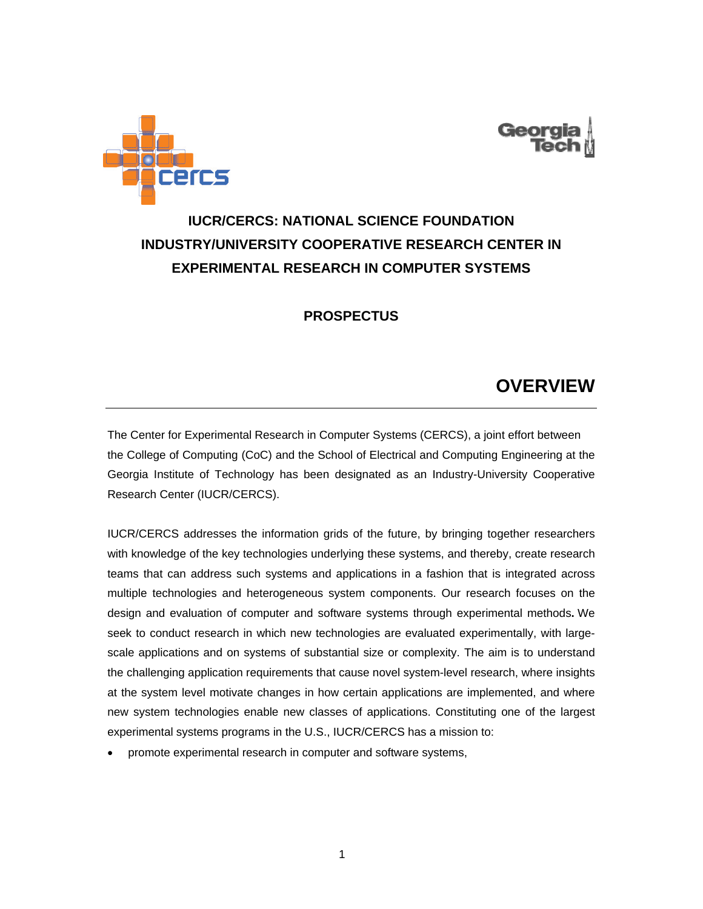# IUCR/CERCS: NATIONAL SCIENCE FOUNDATION INDUSTRY/UNIVERSITY COOPERATIVE RESEARCH CENTER IN EXPERIMENTAL RESEARCH IN COMPUTER SYSTEMS

## PROSPECTUS

## OVERVIEW

The Center for Experimental Research in Computer Systems (CERCS), a joint effort between the College of Computing (CoC) and the School of Electrical and Computing Engineering at the Georgia Institute of Technology has been designated as an Industry-University Cooperative Research Center (IUCR/CERCS).

IUCR/CERCS addresses the information grids of the future, by bringing together researchers with knowledge of the key technologies underlying these systems, and thereby, create research teams that can address such systems and applications in a fashion that is integrated across multiple technologies and heterogeneous system components. Our research focuses on the design and evaluation of computer and software systems through experimental methods. We seek to conduct research in which new technologies are evaluated experimentally, with large-scale applications and on systems of substantial size or complexity. The aim is to understand the challenging application requirements that cause novel system-level research, where insights at the system level motivate changes in how certain applications are implemented, and where new system technologies enable new classes of applications. Constituting one of the largest experimental systems programs in the U.S., IUCR/CERCS has a mission to:

- promote experimental research in computer and software systems,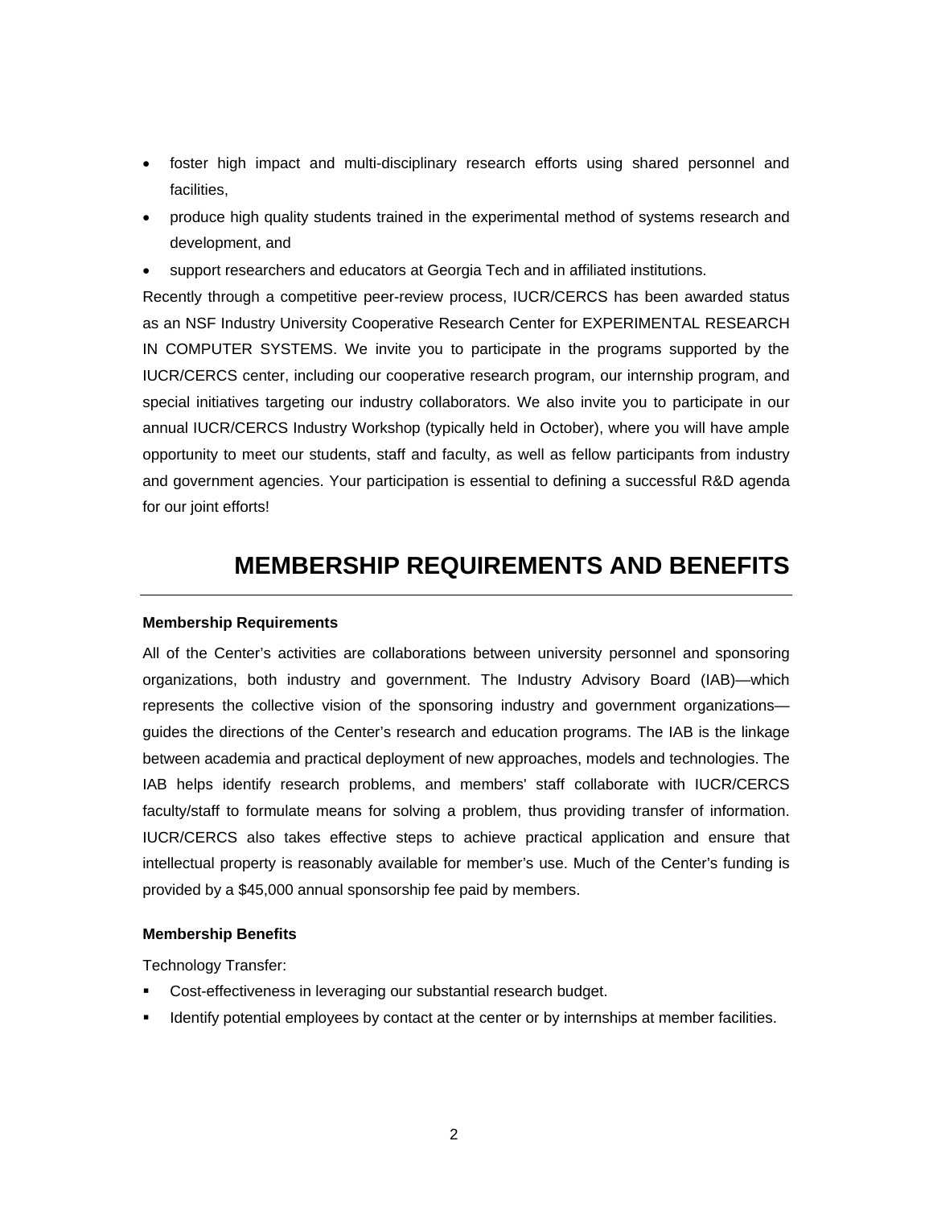- foster high impact and multi-disciplinary research efforts using shared personnel and facilities,
- produce high quality students trained in the experimental method of systems research and development, and
- support researchers and educators at Georgia Tech and in affiliated institutions.

Recently through a competitive peer-review process, IUCR/CERCS has been awarded status as an NSF Industry University Cooperative Research Center for EXPERIMENTAL RESEARCH IN COMPUTER SYSTEMS. We invite you to participate in the programs supported by the IUCR/CERCS center, including our cooperative research program, our internship program, and special initiatives targeting our industry collaborators. We also invite you to participate in our annual IUCR/CERCS Industry Workshop (typically held in October), where you will have ample opportunity to meet our students, staff and faculty, as well as fellow participants from industry and government agencies. Your participation is essential to defining a successful R&D agenda for our joint efforts!

# MEMBERSHIP REQUIREMENTS AND BENEFITS

**Membership Requirements**

All of the Center's activities are collaborations between university personnel and sponsoring organizations, both industry and government. The Industry Advisory Board (IAB)—which represents the collective vision of the sponsoring industry and government organizations—guides the directions of the Center's research and education programs. The IAB is the linkage between academia and practical deployment of new approaches, models and technologies. The IAB helps identify research problems, and members' staff collaborate with IUCR/CERCS faculty/staff to formulate means for solving a problem, thus providing transfer of information. IUCR/CERCS also takes effective steps to achieve practical application and ensure that intellectual property is reasonably available for member's use. Much of the Center's funding is provided by a $45,000 annual sponsorship fee paid by members.

**Membership Benefits**

Technology Transfer:

- Cost-effectiveness in leveraging our substantial research budget.
- Identify potential employees by contact at the center or by internships at member facilities.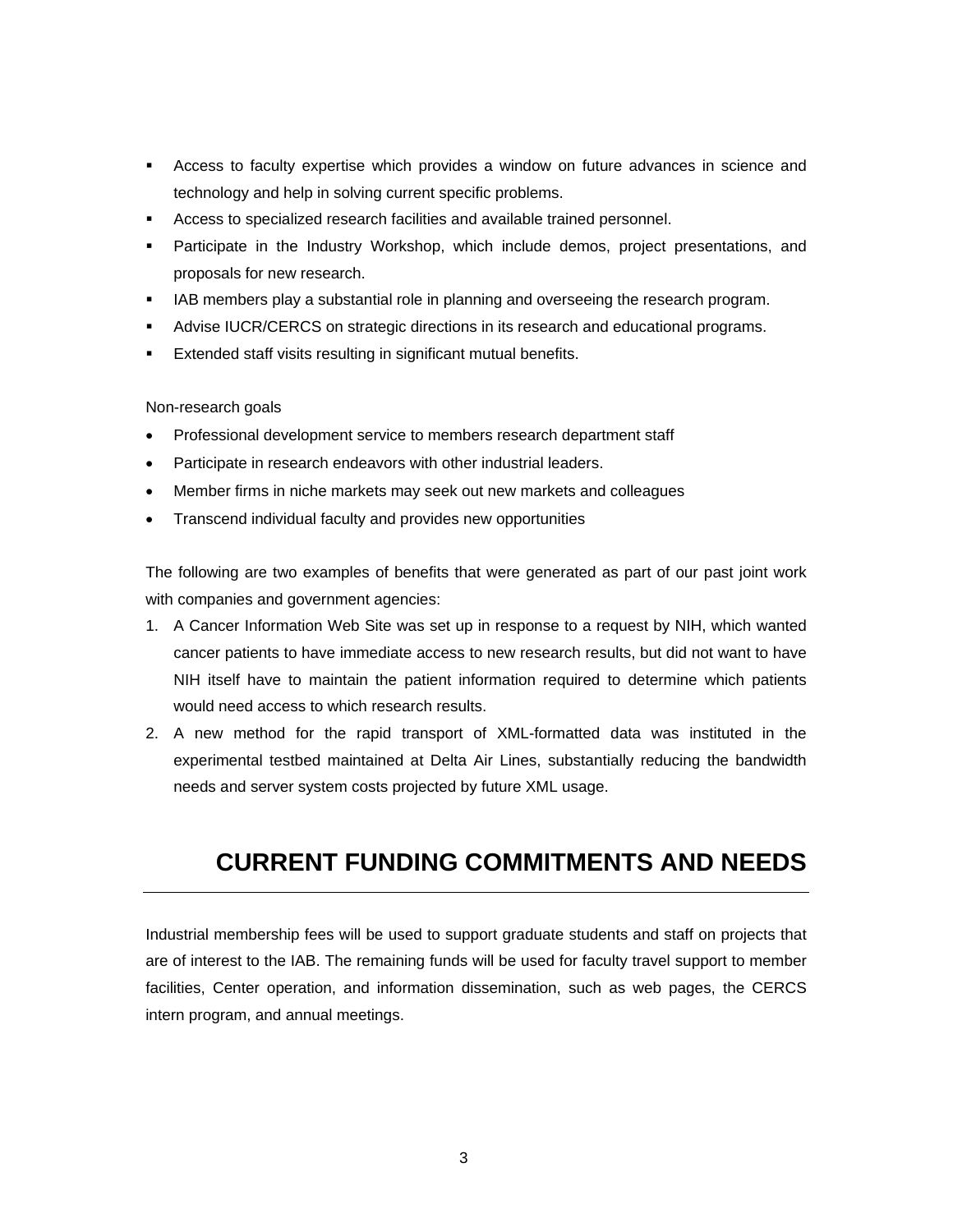- Access to faculty expertise which provides a window on future advances in science and technology and help in solving current specific problems.
- Access to specialized research facilities and available trained personnel.
- Participate in the Industry Workshop, which include demos, project presentations, and proposals for new research.
- IAB members play a substantial role in planning and overseeing the research program.
- Advise IUCR/CERCS on strategic directions in its research and educational programs.
- Extended staff visits resulting in significant mutual benefits.

Non-research goals

- Professional development service to members research department staff
- Participate in research endeavors with other industrial leaders.
- Member firms in niche markets may seek out new markets and colleagues
- Transcend individual faculty and provides new opportunities

The following are two examples of benefits that were generated as part of our past joint work with companies and government agencies:

1. A Cancer Information Web Site was set up in response to a request by NIH, which wanted cancer patients to have immediate access to new research results, but did not want to have NIH itself have to maintain the patient information required to determine which patients would need access to which research results.
2. A new method for the rapid transport of XML-formatted data was instituted in the experimental testbed maintained at Delta Air Lines, substantially reducing the bandwidth needs and server system costs projected by future XML usage.

# CURRENT FUNDING COMMITMENTS AND NEEDS

Industrial membership fees will be used to support graduate students and staff on projects that are of interest to the IAB. The remaining funds will be used for faculty travel support to member facilities, Center operation, and information dissemination, such as web pages, the CERCS intern program, and annual meetings.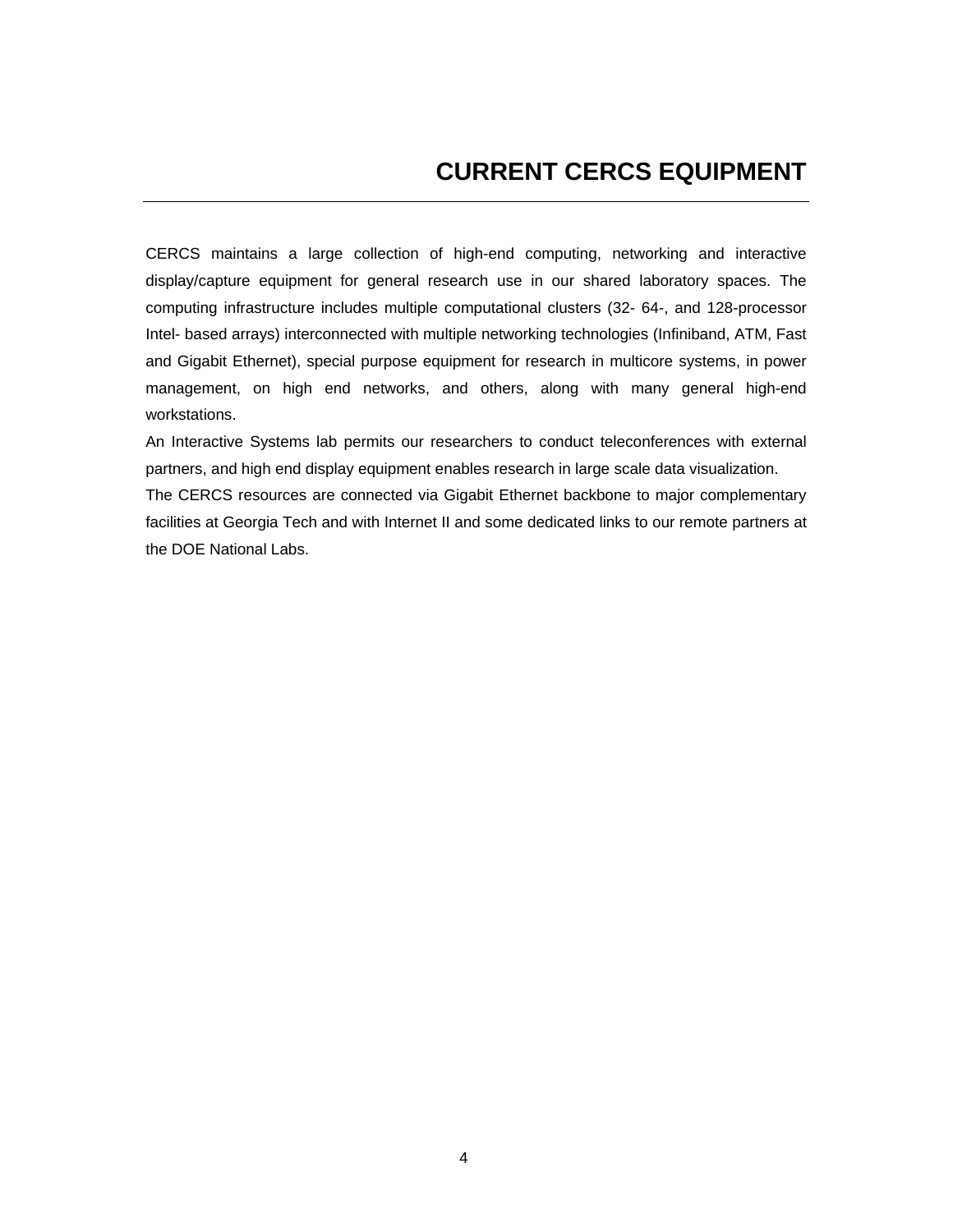# CURRENT CERCS EQUIPMENT

CERCS maintains a large collection of high-end computing, networking and interactive display/capture equipment for general research use in our shared laboratory spaces. The computing infrastructure includes multiple computational clusters (32- 64-, and 128-processor Intel- based arrays) interconnected with multiple networking technologies (Infiniband, ATM, Fast and Gigabit Ethernet), special purpose equipment for research in multicore systems, in power management, on high end networks, and others, along with many general high-end workstations.

An Interactive Systems lab permits our researchers to conduct teleconferences with external partners, and high end display equipment enables research in large scale data visualization.

The CERCS resources are connected via Gigabit Ethernet backbone to major complementary facilities at Georgia Tech and with Internet II and some dedicated links to our remote partners at the DOE National Labs.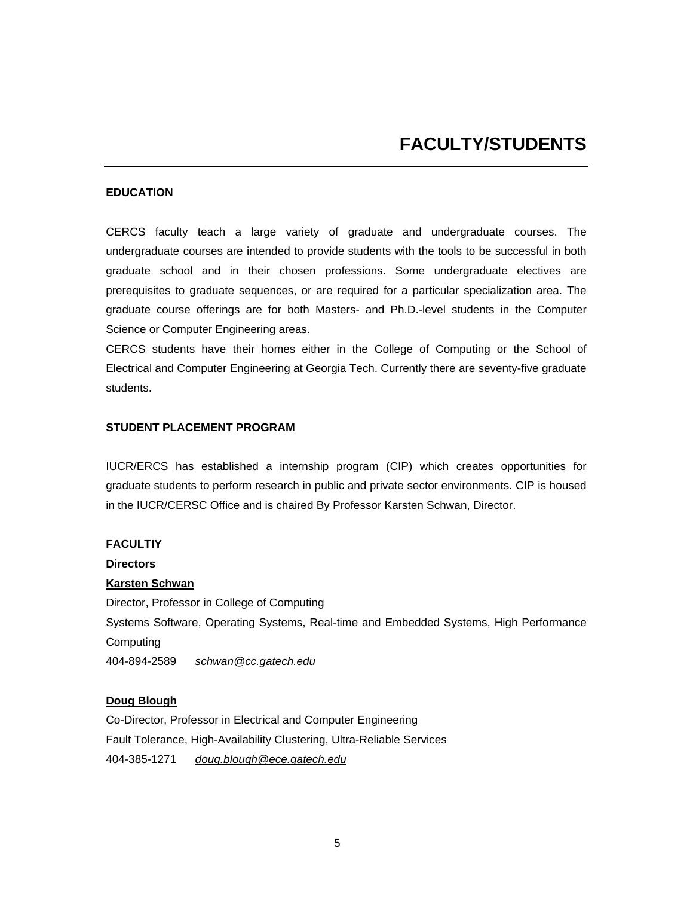# FACULTY/STUDENTS

## EDUCATION

CERCS faculty teach a large variety of graduate and undergraduate courses. The undergraduate courses are intended to provide students with the tools to be successful in both graduate school and in their chosen professions. Some undergraduate electives are prerequisites to graduate sequences, or are required for a particular specialization area. The graduate course offerings are for both Masters- and Ph.D.-level students in the Computer Science or Computer Engineering areas.

CERCS students have their homes either in the College of Computing or the School of Electrical and Computer Engineering at Georgia Tech. Currently there are seventy-five graduate students.

## STUDENT PLACEMENT PROGRAM

IUCR/ERCS has established a internship program (CIP) which creates opportunities for graduate students to perform research in public and private sector environments. CIP is housed in the IUCR/CERSC Office and is chaired By Professor Karsten Schwan, Director.

## FACULTIY

### Directors

**Karsten Schwan**

Director, Professor in College of Computing

Systems Software, Operating Systems, Real-time and Embedded Systems, High Performance Computing

404-894-2589 *schwan@cc.gatech.edu*

**Doug Blough**

Co-Director, Professor in Electrical and Computer Engineering

Fault Tolerance, High-Availability Clustering, Ultra-Reliable Services

404-385-1271 *doug.blough@ece.gatech.edu*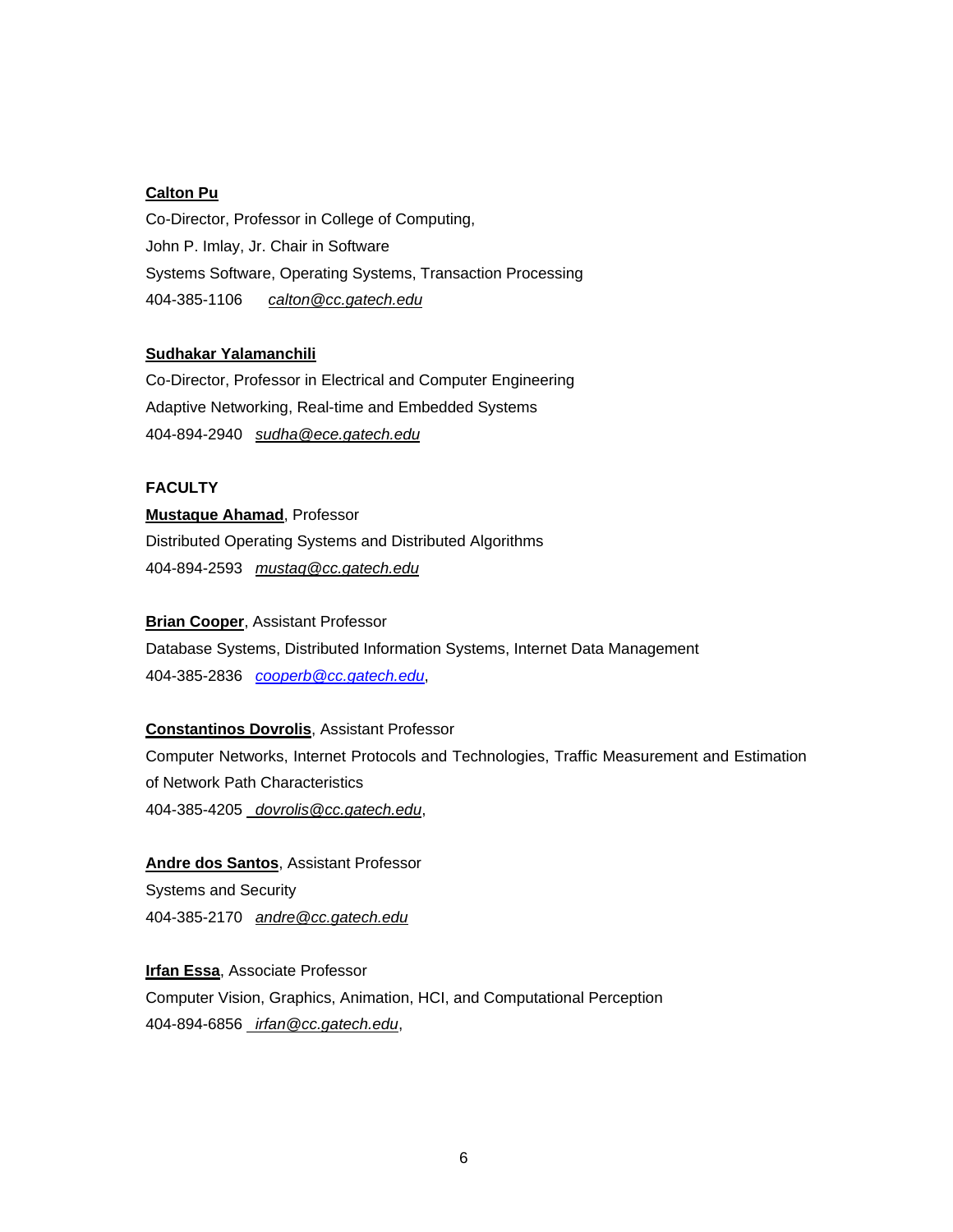**Calton Pu**

Co-Director, Professor in College of Computing,

John P. Imlay, Jr. Chair in Software

Systems Software, Operating Systems, Transaction Processing

404-385-1106 *calton@cc.gatech.edu*

**Sudhakar Yalamanchili**

Co-Director, Professor in Electrical and Computer Engineering

Adaptive Networking, Real-time and Embedded Systems

404-894-2940 *sudha@ece.gatech.edu*

**FACULTY**

**Mustaque Ahamad**, Professor

Distributed Operating Systems and Distributed Algorithms

404-894-2593 *mustaq@cc.gatech.edu*

**Brian Cooper**, Assistant Professor

Database Systems, Distributed Information Systems, Internet Data Management

404-385-2836 *cooperb@cc.gatech.edu*,

**Constantinos Dovrolis**, Assistant Professor

Computer Networks, Internet Protocols and Technologies, Traffic Measurement and Estimation of Network Path Characteristics

404-385-4205 *dovrolis@cc.gatech.edu*,

**Andre dos Santos**, Assistant Professor

Systems and Security

404-385-2170 *andre@cc.gatech.edu*

**Irfan Essa**, Associate Professor

Computer Vision, Graphics, Animation, HCI, and Computational Perception

404-894-6856 *irfan@cc.gatech.edu*,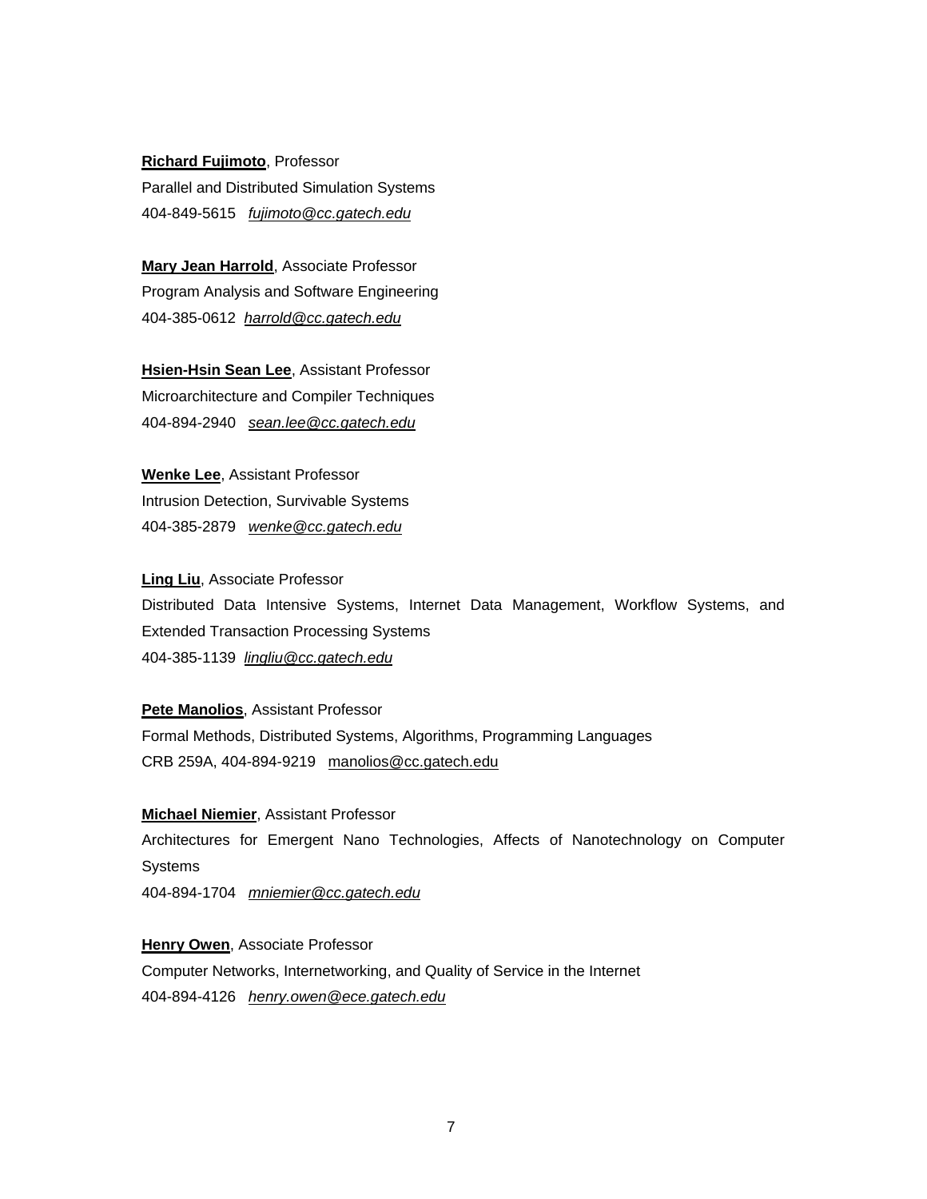**Richard Fujimoto**, Professor
Parallel and Distributed Simulation Systems
404-849-5615 *fujimoto@cc.gatech.edu*

**Mary Jean Harrold**, Associate Professor
Program Analysis and Software Engineering
404-385-0612 *harrold@cc.gatech.edu*

**Hsien-Hsin Sean Lee**, Assistant Professor
Microarchitecture and Compiler Techniques
404-894-2940 *sean.lee@cc.gatech.edu*

**Wenke Lee**, Assistant Professor
Intrusion Detection, Survivable Systems
404-385-2879 *wenke@cc.gatech.edu*

**Ling Liu**, Associate Professor
Distributed Data Intensive Systems, Internet Data Management, Workflow Systems, and Extended Transaction Processing Systems
404-385-1139 *lingliu@cc.gatech.edu*

**Pete Manolios**, Assistant Professor
Formal Methods, Distributed Systems, Algorithms, Programming Languages
CRB 259A, 404-894-9219 manolios@cc.gatech.edu

**Michael Niemier**, Assistant Professor
Architectures for Emergent Nano Technologies, Affects of Nanotechnology on Computer Systems
404-894-1704 *mniemier@cc.gatech.edu*

**Henry Owen**, Associate Professor
Computer Networks, Internetworking, and Quality of Service in the Internet
404-894-4126 *henry.owen@ece.gatech.edu*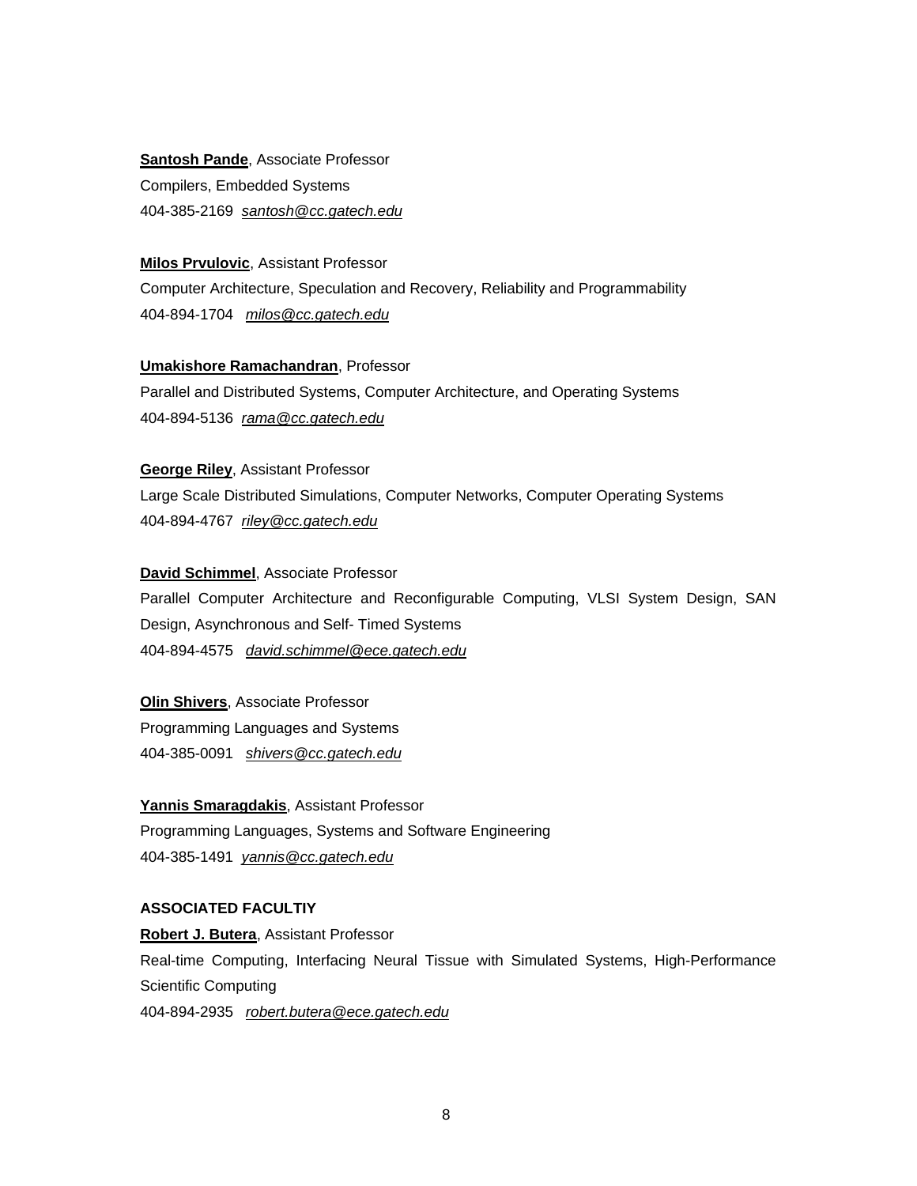**Santosh Pande**, Associate Professor
Compilers, Embedded Systems
404-385-2169 *santosh@cc.gatech.edu*

**Milos Prvulovic**, Assistant Professor
Computer Architecture, Speculation and Recovery, Reliability and Programmability
404-894-1704 *milos@cc.gatech.edu*

**Umakishore Ramachandran**, Professor
Parallel and Distributed Systems, Computer Architecture, and Operating Systems
404-894-5136 *rama@cc.gatech.edu*

**George Riley**, Assistant Professor
Large Scale Distributed Simulations, Computer Networks, Computer Operating Systems
404-894-4767 *riley@cc.gatech.edu*

**David Schimmel**, Associate Professor
Parallel Computer Architecture and Reconfigurable Computing, VLSI System Design, SAN Design, Asynchronous and Self- Timed Systems
404-894-4575 *david.schimmel@ece.gatech.edu*

**Olin Shivers**, Associate Professor
Programming Languages and Systems
404-385-0091 *shivers@cc.gatech.edu*

**Yannis Smaragdakis**, Assistant Professor
Programming Languages, Systems and Software Engineering
404-385-1491 *yannis@cc.gatech.edu*

**ASSOCIATED FACULTIY**

**Robert J. Butera**, Assistant Professor
Real-time Computing, Interfacing Neural Tissue with Simulated Systems, High-Performance Scientific Computing
404-894-2935 *robert.butera@ece.gatech.edu*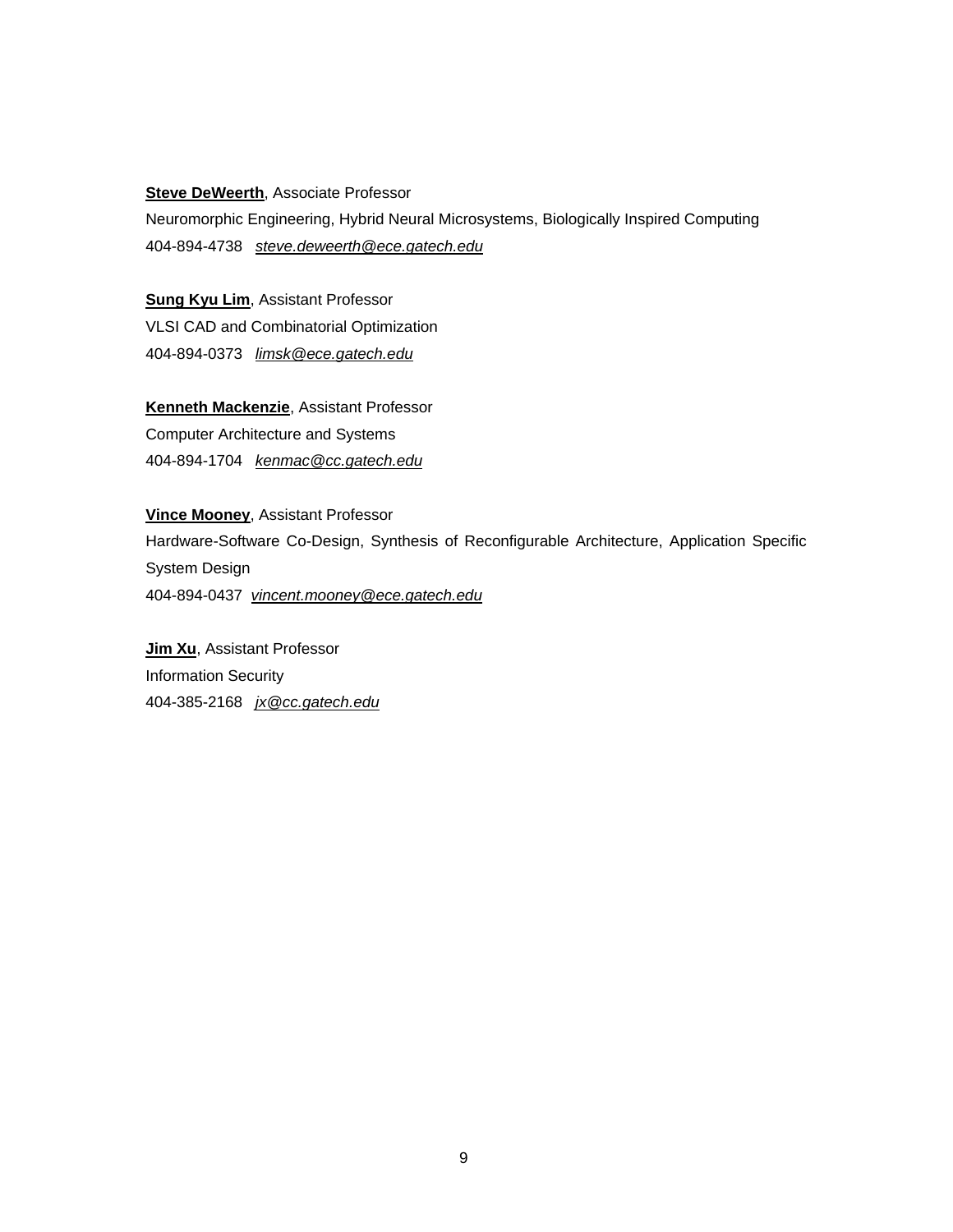**Steve DeWeerth**, Associate Professor
Neuromorphic Engineering, Hybrid Neural Microsystems, Biologically Inspired Computing
404-894-4738 *steve.deweerth@ece.gatech.edu*

**Sung Kyu Lim**, Assistant Professor
VLSI CAD and Combinatorial Optimization
404-894-0373 *limsk@ece.gatech.edu*

**Kenneth Mackenzie**, Assistant Professor
Computer Architecture and Systems
404-894-1704 *kenmac@cc.gatech.edu*

**Vince Mooney**, Assistant Professor
Hardware-Software Co-Design, Synthesis of Reconfigurable Architecture, Application Specific System Design
404-894-0437 *vincent.mooney@ece.gatech.edu*

**Jim Xu**, Assistant Professor
Information Security
404-385-2168 *jx@cc.gatech.edu*